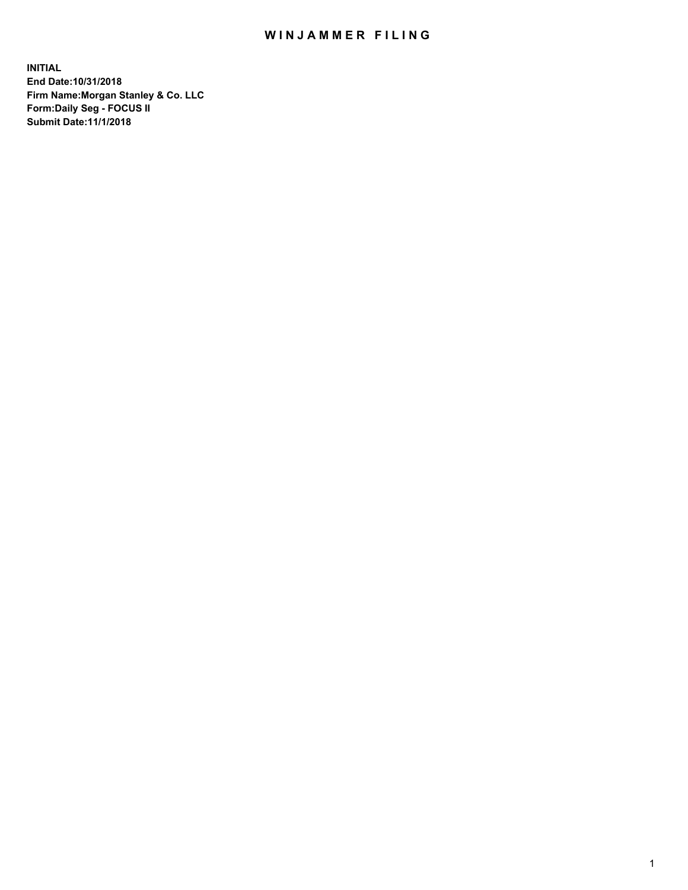# WINJAMMER FILING

**INITIAL**
**End Date:10/31/2018**
**Firm Name:Morgan Stanley & Co. LLC**
**Form:Daily Seg - FOCUS II**
**Submit Date:11/1/2018**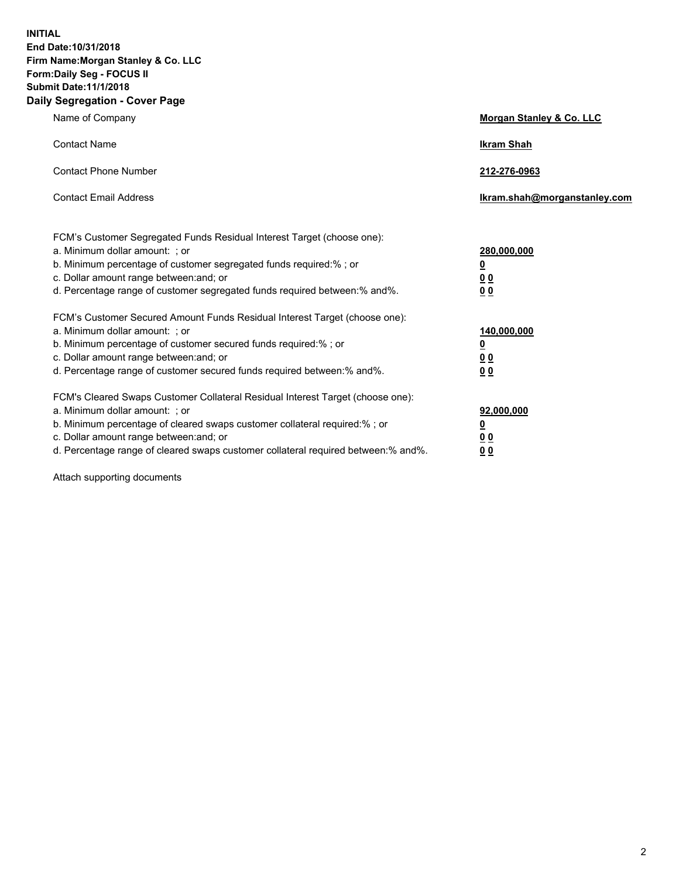**INITIAL**
**End Date:10/31/2018**
**Firm Name:Morgan Stanley & Co. LLC**
**Form:Daily Seg - FOCUS II**
**Submit Date:11/1/2018**
**Daily Segregation - Cover Page**

| | |
|---|---|
| Name of Company | **Morgan Stanley & Co. LLC** |
| Contact Name | **Ikram Shah** |
| Contact Phone Number | **212-276-0963** |
| Contact Email Address | **Ikram.shah@morganstanley.com** |

| | |
|---|---|
| FCM's Customer Segregated Funds Residual Interest Target (choose one): | |
| a. Minimum dollar amount: ; or | **280,000,000** |
| b. Minimum percentage of customer segregated funds required:% ; or | **0** |
| c. Dollar amount range between:and; or | **0 0** |
| d. Percentage range of customer segregated funds required between:% and%. | **0 0** |
| FCM's Customer Secured Amount Funds Residual Interest Target (choose one): | |
| a. Minimum dollar amount: ; or | **140,000,000** |
| b. Minimum percentage of customer secured funds required:% ; or | **0** |
| c. Dollar amount range between:and; or | **0 0** |
| d. Percentage range of customer secured funds required between:% and%. | **0 0** |
| FCM's Cleared Swaps Customer Collateral Residual Interest Target (choose one): | |
| a. Minimum dollar amount: ; or | **92,000,000** |
| b. Minimum percentage of cleared swaps customer collateral required:% ; or | **0** |
| c. Dollar amount range between:and; or | **0 0** |
| d. Percentage range of cleared swaps customer collateral required between:% and%. | **0 0** |

Attach supporting documents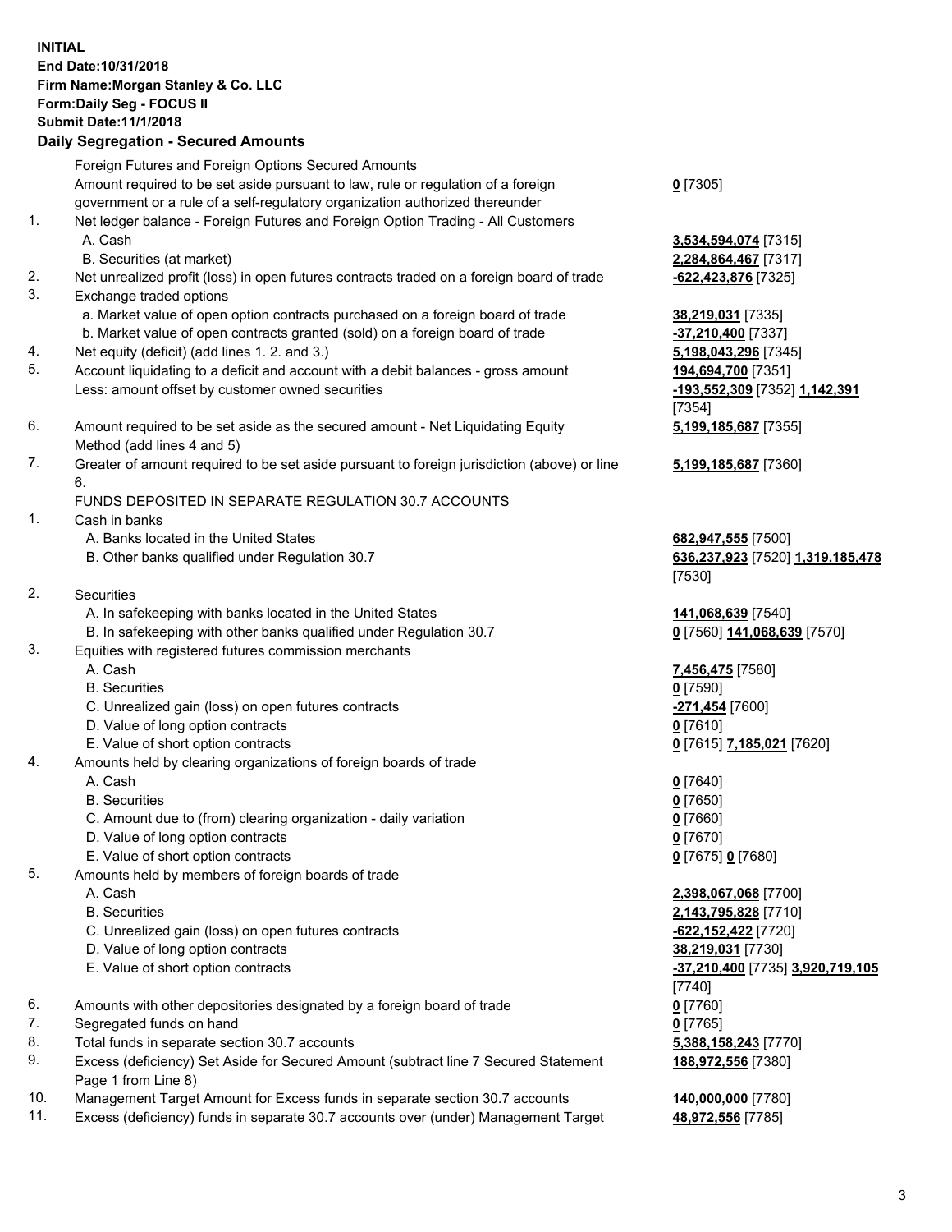**INITIAL**
**End Date:10/31/2018**
**Firm Name:Morgan Stanley & Co. LLC**
**Form:Daily Seg - FOCUS II**
**Submit Date:11/1/2018**

## Daily Segregation - Secured Amounts

| | | |
|---|---|---|
| | Foreign Futures and Foreign Options Secured Amounts | |
| | Amount required to be set aside pursuant to law, rule or regulation of a foreign government or a rule of a self-regulatory organization authorized thereunder | **0** [7305] |
| 1. | Net ledger balance - Foreign Futures and Foreign Option Trading - All Customers | |
| | A. Cash | **3,534,594,074** [7315] |
| | B. Securities (at market) | **2,284,864,467** [7317] |
| 2. | Net unrealized profit (loss) in open futures contracts traded on a foreign board of trade | **-622,423,876** [7325] |
| 3. | Exchange traded options | |
| | a. Market value of open option contracts purchased on a foreign board of trade | **38,219,031** [7335] |
| | b. Market value of open contracts granted (sold) on a foreign board of trade | **-37,210,400** [7337] |
| 4. | Net equity (deficit) (add lines 1. 2. and 3.) | **5,198,043,296** [7345] |
| 5. | Account liquidating to a deficit and account with a debit balances - gross amount | **194,694,700** [7351] |
| | Less: amount offset by customer owned securities | **-193,552,309** [7352] **1,142,391** [7354] |
| 6. | Amount required to be set aside as the secured amount - Net Liquidating Equity Method (add lines 4 and 5) | **5,199,185,687** [7355] |
| 7. | Greater of amount required to be set aside pursuant to foreign jurisdiction (above) or line 6. | **5,199,185,687** [7360] |
| | FUNDS DEPOSITED IN SEPARATE REGULATION 30.7 ACCOUNTS | |
| 1. | Cash in banks | |
| | A. Banks located in the United States | **682,947,555** [7500] |
| | B. Other banks qualified under Regulation 30.7 | **636,237,923** [7520] **1,319,185,478** [7530] |
| 2. | Securities | |
| | A. In safekeeping with banks located in the United States | **141,068,639** [7540] |
| | B. In safekeeping with other banks qualified under Regulation 30.7 | **0** [7560] **141,068,639** [7570] |
| 3. | Equities with registered futures commission merchants | |
| | A. Cash | **7,456,475** [7580] |
| | B. Securities | **0** [7590] |
| | C. Unrealized gain (loss) on open futures contracts | **-271,454** [7600] |
| | D. Value of long option contracts | **0** [7610] |
| | E. Value of short option contracts | **0** [7615] **7,185,021** [7620] |
| 4. | Amounts held by clearing organizations of foreign boards of trade | |
| | A. Cash | **0** [7640] |
| | B. Securities | **0** [7650] |
| | C. Amount due to (from) clearing organization - daily variation | **0** [7660] |
| | D. Value of long option contracts | **0** [7670] |
| | E. Value of short option contracts | **0** [7675] **0** [7680] |
| 5. | Amounts held by members of foreign boards of trade | |
| | A. Cash | **2,398,067,068** [7700] |
| | B. Securities | **2,143,795,828** [7710] |
| | C. Unrealized gain (loss) on open futures contracts | **-622,152,422** [7720] |
| | D. Value of long option contracts | **38,219,031** [7730] |
| | E. Value of short option contracts | **-37,210,400** [7735] **3,920,719,105** [7740] |
| 6. | Amounts with other depositories designated by a foreign board of trade | **0** [7760] |
| 7. | Segregated funds on hand | **0** [7765] |
| 8. | Total funds in separate section 30.7 accounts | **5,388,158,243** [7770] |
| 9. | Excess (deficiency) Set Aside for Secured Amount (subtract line 7 Secured Statement Page 1 from Line 8) | **188,972,556** [7380] |
| 10. | Management Target Amount for Excess funds in separate section 30.7 accounts | **140,000,000** [7780] |
| 11. | Excess (deficiency) funds in separate 30.7 accounts over (under) Management Target | **48,972,556** [7785] |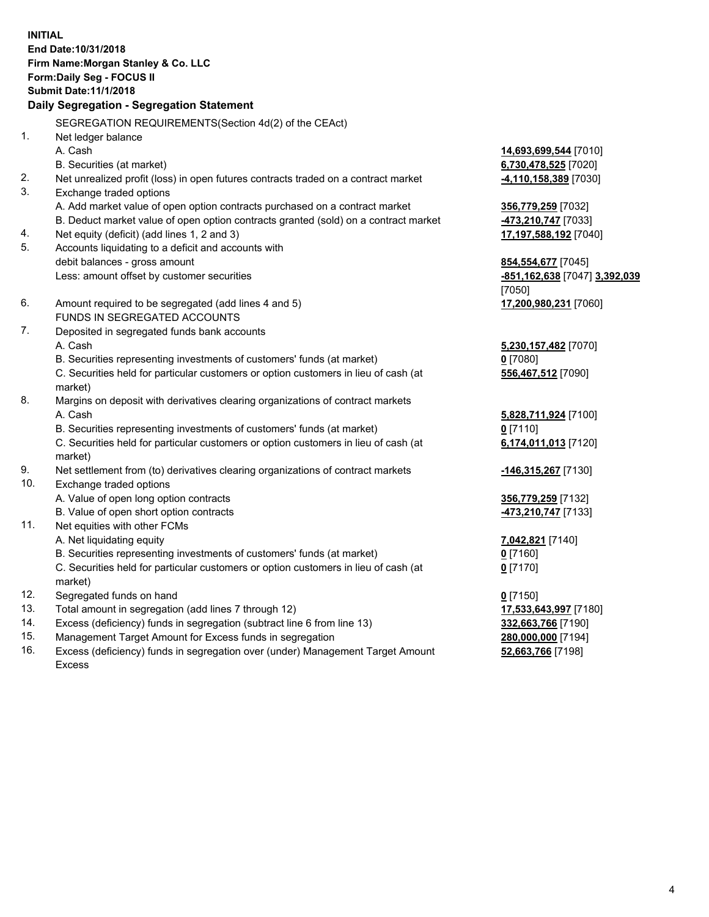**INITIAL**
**End Date:10/31/2018**
**Firm Name:Morgan Stanley & Co. LLC**
**Form:Daily Seg - FOCUS II**
**Submit Date:11/1/2018**

**Daily Segregation - Segregation Statement**

| | | |
|---|---|---|
| | SEGREGATION REQUIREMENTS(Section 4d(2) of the CEAct) | |
| 1. | Net ledger balance | |
| | A. Cash | **14,693,699,544** [7010] |
| | B. Securities (at market) | **6,730,478,525** [7020] |
| 2. | Net unrealized profit (loss) in open futures contracts traded on a contract market | **-4,110,158,389** [7030] |
| 3. | Exchange traded options | |
| | A. Add market value of open option contracts purchased on a contract market | **356,779,259** [7032] |
| | B. Deduct market value of open option contracts granted (sold) on a contract market | **-473,210,747** [7033] |
| 4. | Net equity (deficit) (add lines 1, 2 and 3) | **17,197,588,192** [7040] |
| 5. | Accounts liquidating to a deficit and accounts with debit balances - gross amount | **854,554,677** [7045] |
| | Less: amount offset by customer securities | **-851,162,638** [7047] **3,392,039** [7050] |
| 6. | Amount required to be segregated (add lines 4 and 5) | **17,200,980,231** [7060] |
| | FUNDS IN SEGREGATED ACCOUNTS | |
| 7. | Deposited in segregated funds bank accounts | |
| | A. Cash | **5,230,157,482** [7070] |
| | B. Securities representing investments of customers' funds (at market) | **0** [7080] |
| | C. Securities held for particular customers or option customers in lieu of cash (at market) | **556,467,512** [7090] |
| 8. | Margins on deposit with derivatives clearing organizations of contract markets | |
| | A. Cash | **5,828,711,924** [7100] |
| | B. Securities representing investments of customers' funds (at market) | **0** [7110] |
| | C. Securities held for particular customers or option customers in lieu of cash (at market) | **6,174,011,013** [7120] |
| 9. | Net settlement from (to) derivatives clearing organizations of contract markets | **-146,315,267** [7130] |
| 10. | Exchange traded options | |
| | A. Value of open long option contracts | **356,779,259** [7132] |
| | B. Value of open short option contracts | **-473,210,747** [7133] |
| 11. | Net equities with other FCMs | |
| | A. Net liquidating equity | **7,042,821** [7140] |
| | B. Securities representing investments of customers' funds (at market) | **0** [7160] |
| | C. Securities held for particular customers or option customers in lieu of cash (at market) | **0** [7170] |
| 12. | Segregated funds on hand | **0** [7150] |
| 13. | Total amount in segregation (add lines 7 through 12) | **17,533,643,997** [7180] |
| 14. | Excess (deficiency) funds in segregation (subtract line 6 from line 13) | **332,663,766** [7190] |
| 15. | Management Target Amount for Excess funds in segregation | **280,000,000** [7194] |
| 16. | Excess (deficiency) funds in segregation over (under) Management Target Amount Excess | **52,663,766** [7198] |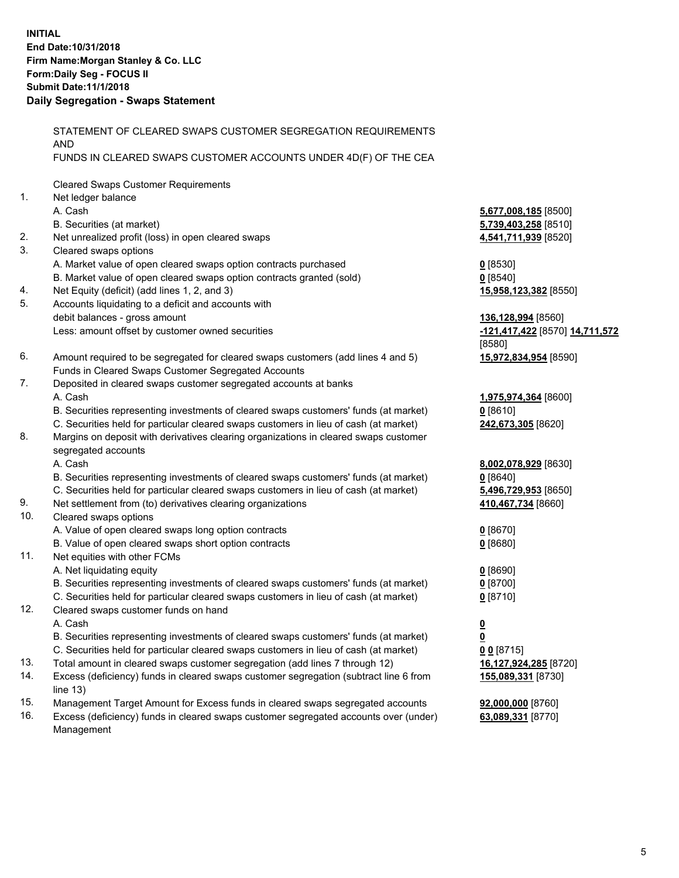**INITIAL**
**End Date:10/31/2018**
**Firm Name:Morgan Stanley & Co. LLC**
**Form:Daily Seg - FOCUS II**
**Submit Date:11/1/2018**
**Daily Segregation - Swaps Statement**

STATEMENT OF CLEARED SWAPS CUSTOMER SEGREGATION REQUIREMENTS AND
FUNDS IN CLEARED SWAPS CUSTOMER ACCOUNTS UNDER 4D(F) OF THE CEA

| | | |
|---|---|---|
| | Cleared Swaps Customer Requirements | |
| 1. | Net ledger balance | |
| | A. Cash | **5,677,008,185** [8500] |
| | B. Securities (at market) | **5,739,403,258** [8510] |
| 2. | Net unrealized profit (loss) in open cleared swaps | **4,541,711,939** [8520] |
| 3. | Cleared swaps options | |
| | A. Market value of open cleared swaps option contracts purchased | **0** [8530] |
| | B. Market value of open cleared swaps option contracts granted (sold) | **0** [8540] |
| 4. | Net Equity (deficit) (add lines 1, 2, and 3) | **15,958,123,382** [8550] |
| 5. | Accounts liquidating to a deficit and accounts with debit balances - gross amount | **136,128,994** [8560] |
| | Less: amount offset by customer owned securities | **-121,417,422** [8570] **14,711,572** [8580] |
| 6. | Amount required to be segregated for cleared swaps customers (add lines 4 and 5) | **15,972,834,954** [8590] |
| | Funds in Cleared Swaps Customer Segregated Accounts | |
| 7. | Deposited in cleared swaps customer segregated accounts at banks | |
| | A. Cash | **1,975,974,364** [8600] |
| | B. Securities representing investments of cleared swaps customers' funds (at market) | **0** [8610] |
| | C. Securities held for particular cleared swaps customers in lieu of cash (at market) | **242,673,305** [8620] |
| 8. | Margins on deposit with derivatives clearing organizations in cleared swaps customer segregated accounts | |
| | A. Cash | **8,002,078,929** [8630] |
| | B. Securities representing investments of cleared swaps customers' funds (at market) | **0** [8640] |
| | C. Securities held for particular cleared swaps customers in lieu of cash (at market) | **5,496,729,953** [8650] |
| 9. | Net settlement from (to) derivatives clearing organizations | **410,467,734** [8660] |
| 10. | Cleared swaps options | |
| | A. Value of open cleared swaps long option contracts | **0** [8670] |
| | B. Value of open cleared swaps short option contracts | **0** [8680] |
| 11. | Net equities with other FCMs | |
| | A. Net liquidating equity | **0** [8690] |
| | B. Securities representing investments of cleared swaps customers' funds (at market) | **0** [8700] |
| | C. Securities held for particular cleared swaps customers in lieu of cash (at market) | **0** [8710] |
| 12. | Cleared swaps customer funds on hand | |
| | A. Cash | **0** |
| | B. Securities representing investments of cleared swaps customers' funds (at market) | **0** |
| | C. Securities held for particular cleared swaps customers in lieu of cash (at market) | **0** **0** [8715] |
| 13. | Total amount in cleared swaps customer segregation (add lines 7 through 12) | **16,127,924,285** [8720] |
| 14. | Excess (deficiency) funds in cleared swaps customer segregation (subtract line 6 from line 13) | **155,089,331** [8730] |
| 15. | Management Target Amount for Excess funds in cleared swaps segregated accounts | **92,000,000** [8760] |
| 16. | Excess (deficiency) funds in cleared swaps customer segregated accounts over (under) Management | **63,089,331** [8770] |